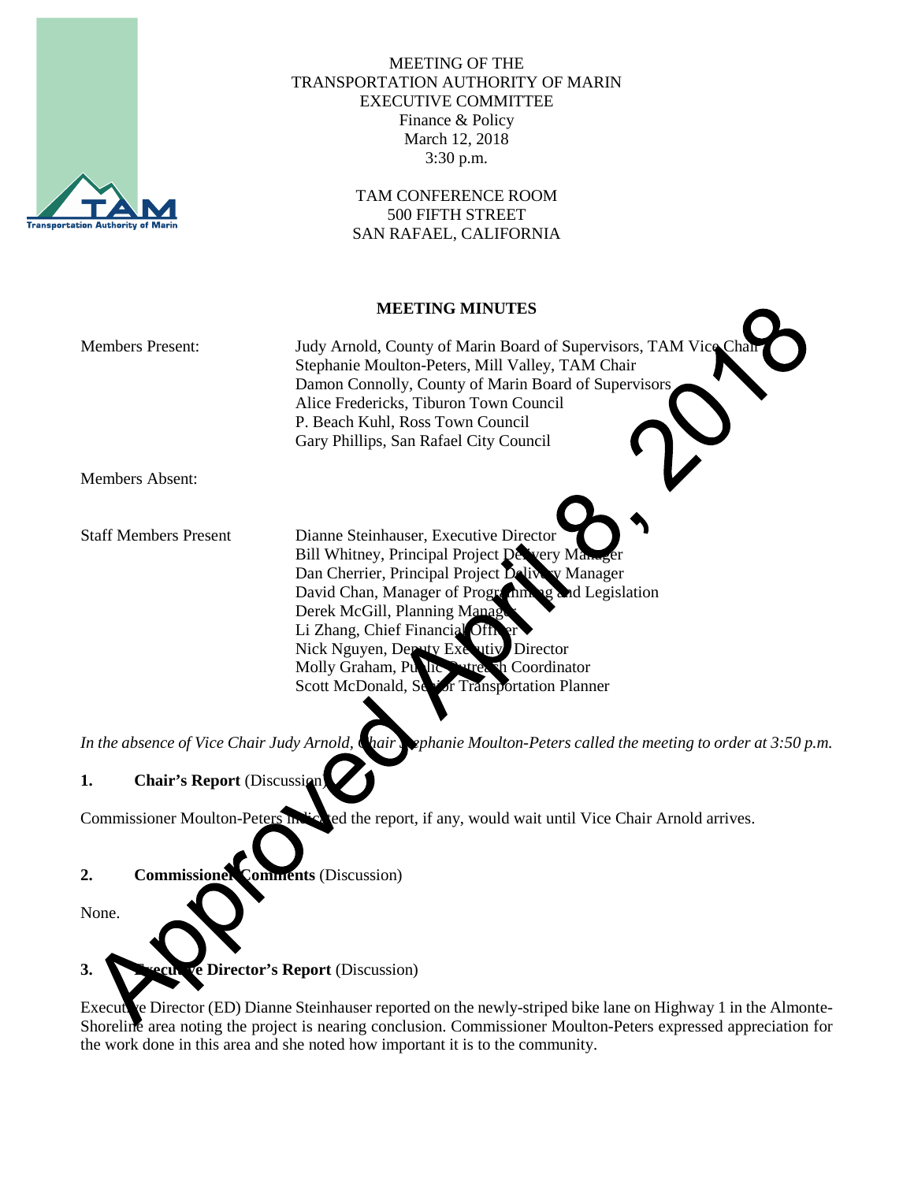MEETING OF THE
TRANSPORTATION AUTHORITY OF MARIN
EXECUTIVE COMMITTEE
Finance & Policy
March 12, 2018
3:30 p.m.

TAM CONFERENCE ROOM
500 FIFTH STREET
SAN RAFAEL, CALIFORNIA

**MEETING MINUTES**

Approved April 8, 2018

| | |
|---|---|
| Members Present: | Judy Arnold, County of Marin Board of Supervisors, TAM Vice Chair<br>Stephanie Moulton-Peters, Mill Valley, TAM Chair<br>Damon Connolly, County of Marin Board of Supervisors<br>Alice Fredericks, Tiburon Town Council<br>P. Beach Kuhl, Ross Town Council<br>Gary Phillips, San Rafael City Council |
| Members Absent: | |
| Staff Members Present | Dianne Steinhauser, Executive Director<br>Bill Whitney, Principal Project Delivery Manager<br>Dan Cherrier, Principal Project Delivery Manager<br>David Chan, Manager of Programming and Legislation<br>Derek McGill, Planning Manager<br>Li Zhang, Chief Financial Officer<br>Nick Nguyen, Deputy Executive Director<br>Molly Graham, Public Outreach Coordinator<br>Scott McDonald, Senior Transportation Planner |

*In the absence of Vice Chair Judy Arnold, Chair Stephanie Moulton-Peters called the meeting to order at 3:50 p.m.*

**1. Chair's Report** (Discussion)

Commissioner Moulton-Peters indicated the report, if any, would wait until Vice Chair Arnold arrives.

**2. Commissioner Comments** (Discussion)

None.

**3. Executive Director's Report** (Discussion)

Executive Director (ED) Dianne Steinhauser reported on the newly-striped bike lane on Highway 1 in the Almonte-Shoreline area noting the project is nearing conclusion. Commissioner Moulton-Peters expressed appreciation for the work done in this area and she noted how important it is to the community.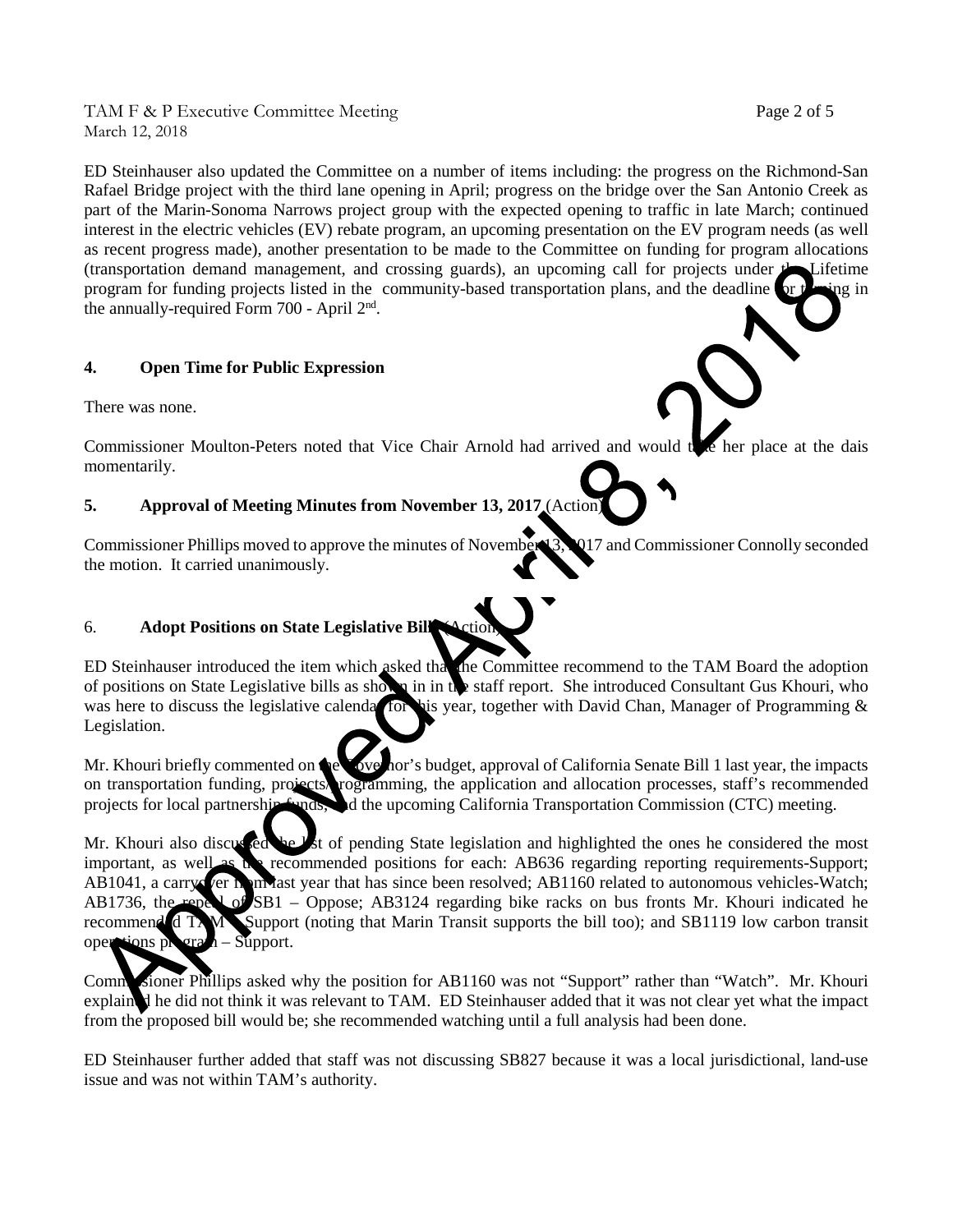ED Steinhauser also updated the Committee on a number of items including: the progress on the Richmond-San Rafael Bridge project with the third lane opening in April; progress on the bridge over the San Antonio Creek as part of the Marin-Sonoma Narrows project group with the expected opening to traffic in late March; continued interest in the electric vehicles (EV) rebate program, an upcoming presentation on the EV program needs (as well as recent progress made), another presentation to be made to the Committee on funding for program allocations (transportation demand management, and crossing guards), an upcoming call for projects under the Lifetime program for funding projects listed in the community-based transportation plans, and the deadline for turning in the annually-required Form 700 - April 2nd.

## 4. Open Time for Public Expression

There was none.

Commissioner Moulton-Peters noted that Vice Chair Arnold had arrived and would take her place at the dais momentarily.

## 5. Approval of Meeting Minutes from November 13, 2017 (Action)

Commissioner Phillips moved to approve the minutes of November 13, 2017 and Commissioner Connolly seconded the motion. It carried unanimously.

## 6. Adopt Positions on State Legislative Bills (Action)

ED Steinhauser introduced the item which asked that the Committee recommend to the TAM Board the adoption of positions on State Legislative bills as shown in in the staff report. She introduced Consultant Gus Khouri, who was here to discuss the legislative calendar for this year, together with David Chan, Manager of Programming & Legislation.

Mr. Khouri briefly commented on the Governor's budget, approval of California Senate Bill 1 last year, the impacts on transportation funding, projects programming, the application and allocation processes, staff's recommended projects for local partnership funds, and the upcoming California Transportation Commission (CTC) meeting.

Mr. Khouri also discussed the list of pending State legislation and highlighted the ones he considered the most important, as well as the recommended positions for each: AB636 regarding reporting requirements-Support; AB1041, a carryover from last year that has since been resolved; AB1160 related to autonomous vehicles-Watch; AB1736, the repeal of SB1 – Oppose; AB3124 regarding bike racks on bus fronts Mr. Khouri indicated he recommended TAM – Support (noting that Marin Transit supports the bill too); and SB1119 low carbon transit operations program – Support.

Commissioner Phillips asked why the position for AB1160 was not "Support" rather than "Watch". Mr. Khouri explained he did not think it was relevant to TAM. ED Steinhauser added that it was not clear yet what the impact from the proposed bill would be; she recommended watching until a full analysis had been done.

ED Steinhauser further added that staff was not discussing SB827 because it was a local jurisdictional, land-use issue and was not within TAM's authority.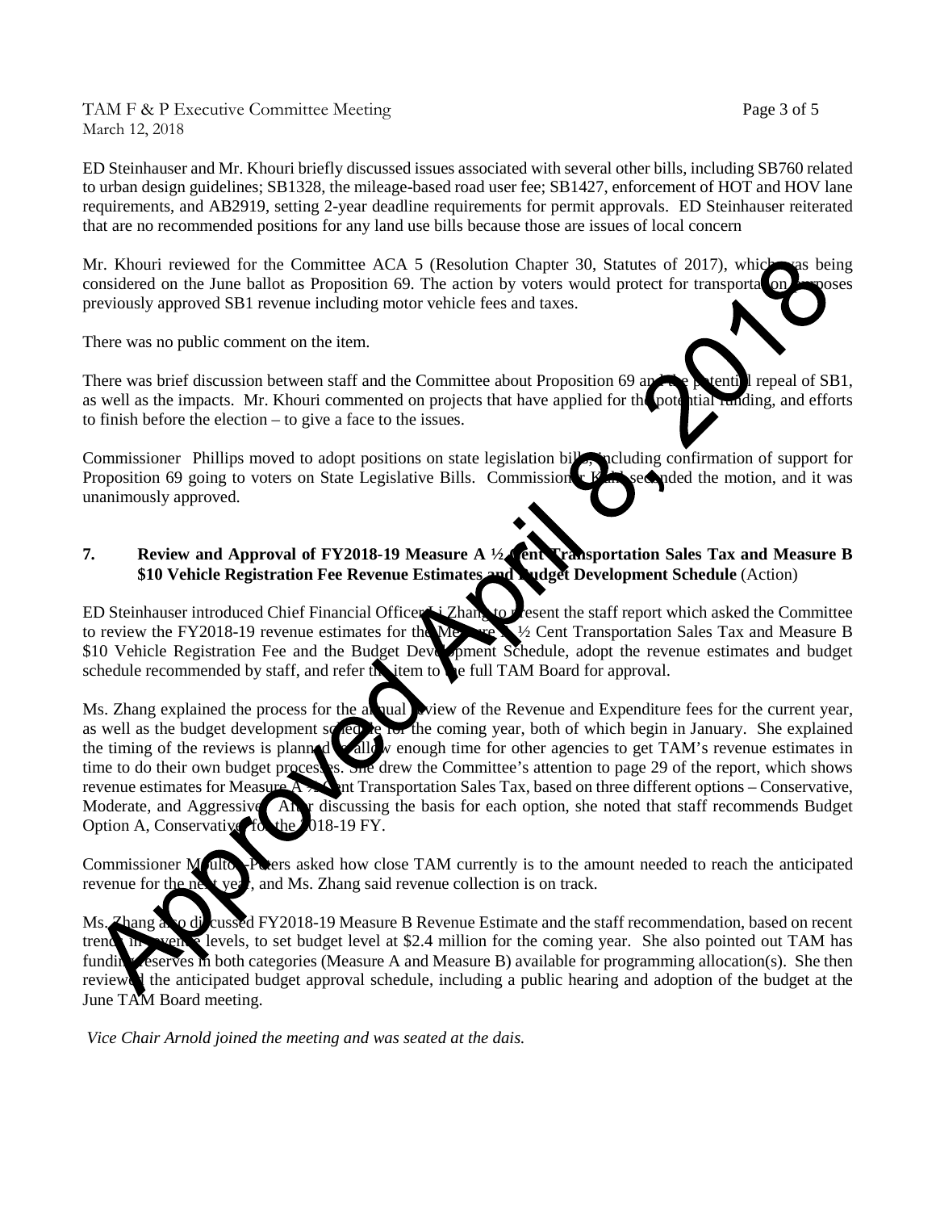ED Steinhauser and Mr. Khouri briefly discussed issues associated with several other bills, including SB760 related to urban design guidelines; SB1328, the mileage-based road user fee; SB1427, enforcement of HOT and HOV lane requirements, and AB2919, setting 2-year deadline requirements for permit approvals. ED Steinhauser reiterated that are no recommended positions for any land use bills because those are issues of local concern

Mr. Khouri reviewed for the Committee ACA 5 (Resolution Chapter 30, Statutes of 2017), which was being considered on the June ballot as Proposition 69. The action by voters would protect for transportation purposes previously approved SB1 revenue including motor vehicle fees and taxes.

There was no public comment on the item.

There was brief discussion between staff and the Committee about Proposition 69 and the potential repeal of SB1, as well as the impacts. Mr. Khouri commented on projects that have applied for the potential funding, and efforts to finish before the election – to give a face to the issues.

Commissioner Phillips moved to adopt positions on state legislation bills including confirmation of support for Proposition 69 going to voters on State Legislative Bills. Commissioner Kehl seconded the motion, and it was unanimously approved.

**7. Review and Approval of FY2018-19 Measure A ½ Cent Transportation Sales Tax and Measure B $10 Vehicle Registration Fee Revenue Estimates and Budget Development Schedule** (Action)

ED Steinhauser introduced Chief Financial Officer Li Zhang to present the staff report which asked the Committee to review the FY2018-19 revenue estimates for the Measure A ½ Cent Transportation Sales Tax and Measure B $10 Vehicle Registration Fee and the Budget Development Schedule, adopt the revenue estimates and budget schedule recommended by staff, and refer the item to the full TAM Board for approval.

Ms. Zhang explained the process for the annual review of the Revenue and Expenditure fees for the current year, as well as the budget development schedule for the coming year, both of which begin in January. She explained the timing of the reviews is planned to allow enough time for other agencies to get TAM's revenue estimates in time to do their own budget processes. She drew the Committee's attention to page 29 of the report, which shows revenue estimates for Measure A ½ Cent Transportation Sales Tax, based on three different options – Conservative, Moderate, and Aggressive. After discussing the basis for each option, she noted that staff recommends Budget Option A, Conservative, for the 2018-19 FY.

Commissioner Moulton-Peters asked how close TAM currently is to the amount needed to reach the anticipated revenue for the next year, and Ms. Zhang said revenue collection is on track.

Ms. Zhang also discussed FY2018-19 Measure B Revenue Estimate and the staff recommendation, based on recent trends in revenue levels, to set budget level at $2.4 million for the coming year. She also pointed out TAM has funding reserves in both categories (Measure A and Measure B) available for programming allocation(s). She then reviewed the anticipated budget approval schedule, including a public hearing and adoption of the budget at the June TAM Board meeting.

*Vice Chair Arnold joined the meeting and was seated at the dais.*

Approved April 8, 2018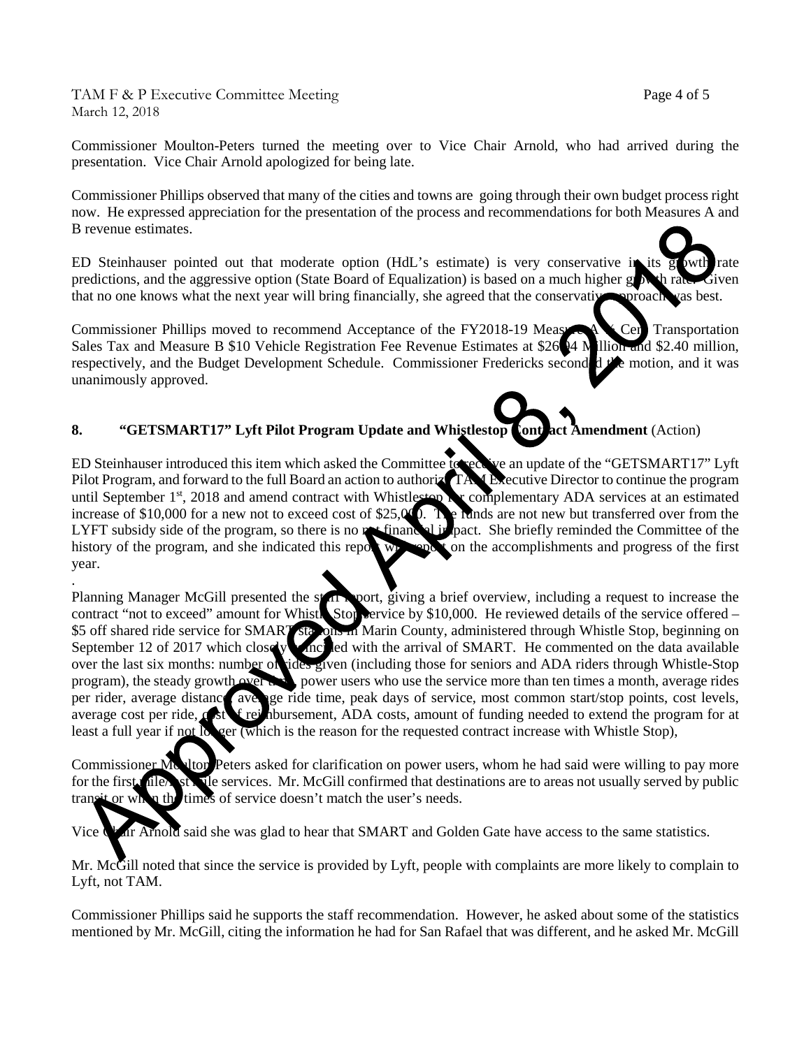Commissioner Moulton-Peters turned the meeting over to Vice Chair Arnold, who had arrived during the presentation. Vice Chair Arnold apologized for being late.

Commissioner Phillips observed that many of the cities and towns are going through their own budget process right now. He expressed appreciation for the presentation of the process and recommendations for both Measures A and B revenue estimates.

ED Steinhauser pointed out that moderate option (HdL's estimate) is very conservative in its growth rate predictions, and the aggressive option (State Board of Equalization) is based on a much higher growth rate. Given that no one knows what the next year will bring financially, she agreed that the conservative approach was best.

Commissioner Phillips moved to recommend Acceptance of the FY2018-19 Measure A ½ Cent Transportation Sales Tax and Measure B $10 Vehicle Registration Fee Revenue Estimates at $26.04 Million and $2.40 million, respectively, and the Budget Development Schedule. Commissioner Fredericks seconded the motion, and it was unanimously approved.

**8. "GETSMART17" Lyft Pilot Program Update and Whistlestop Contract Amendment** (Action)

ED Steinhauser introduced this item which asked the Committee to receive an update of the "GETSMART17" Lyft Pilot Program, and forward to the full Board an action to authorize TAM Executive Director to continue the program until September 1st, 2018 and amend contract with Whistlestop for complementary ADA services at an estimated increase of $10,000 for a new not to exceed cost of $25,000. The funds are not new but transferred over from the LYFT subsidy side of the program, so there is no net financial impact. She briefly reminded the Committee of the history of the program, and she indicated this report will report on the accomplishments and progress of the first year.

.

Planning Manager McGill presented the staff report, giving a brief overview, including a request to increase the contract "not to exceed" amount for Whistle Stop service by $10,000. He reviewed details of the service offered – $5 off shared ride service for SMART stations in Marin County, administered through Whistle Stop, beginning on September 12 of 2017 which closely coincided with the arrival of SMART. He commented on the data available over the last six months: number of rides given (including those for seniors and ADA riders through Whistle-Stop program), the steady growth over time, power users who use the service more than ten times a month, average rides per rider, average distance, average ride time, peak days of service, most common start/stop points, cost levels, average cost per ride, cost of reimbursement, ADA costs, amount of funding needed to extend the program for at least a full year if not longer (which is the reason for the requested contract increase with Whistle Stop),

Commissioner Moulton-Peters asked for clarification on power users, whom he had said were willing to pay more for the first mile/last mile services. Mr. McGill confirmed that destinations are to areas not usually served by public transit or when the times of service doesn't match the user's needs.

Vice Chair Arnold said she was glad to hear that SMART and Golden Gate have access to the same statistics.

Mr. McGill noted that since the service is provided by Lyft, people with complaints are more likely to complain to Lyft, not TAM.

Commissioner Phillips said he supports the staff recommendation. However, he asked about some of the statistics mentioned by Mr. McGill, citing the information he had for San Rafael that was different, and he asked Mr. McGill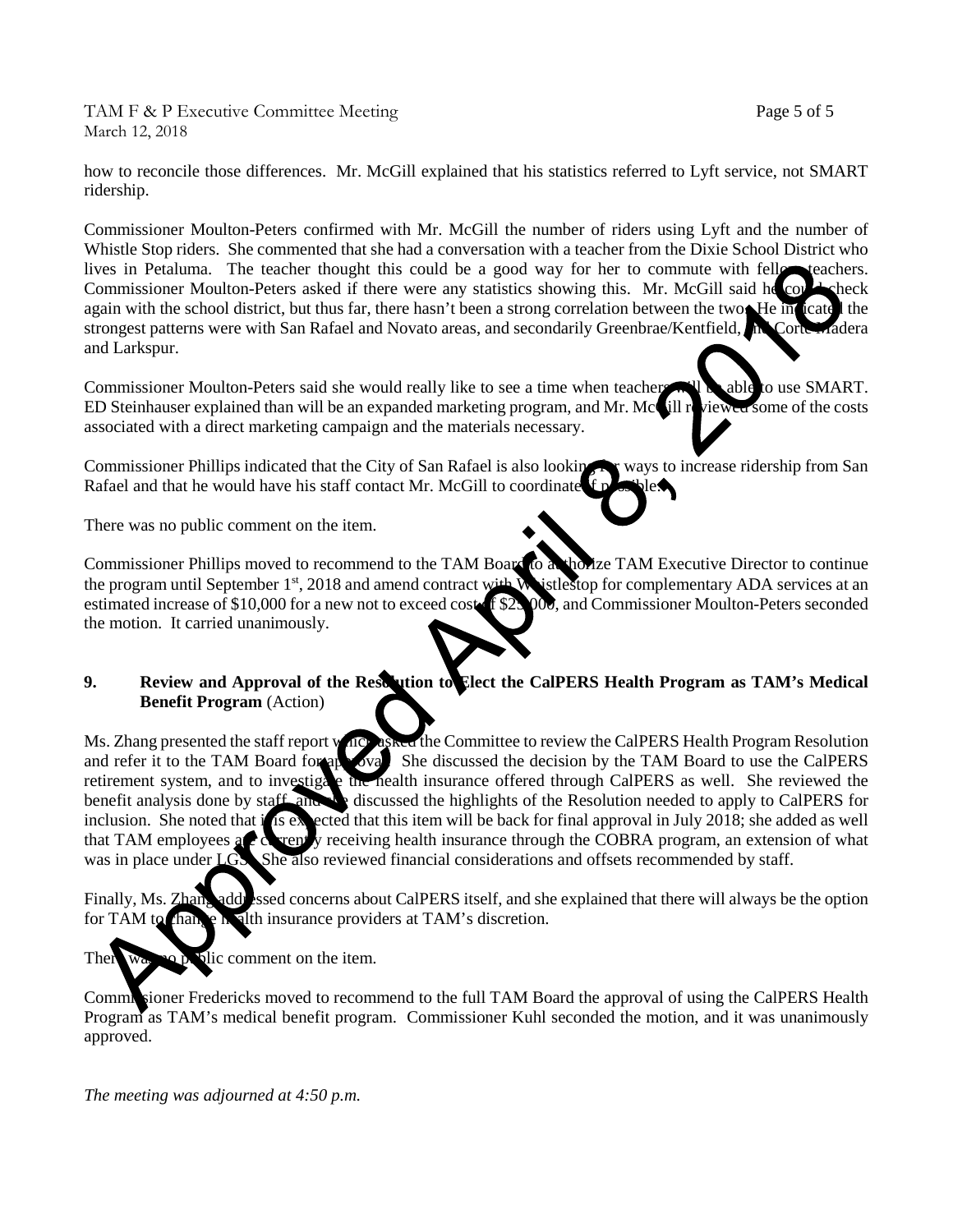how to reconcile those differences. Mr. McGill explained that his statistics referred to Lyft service, not SMART ridership.

Commissioner Moulton-Peters confirmed with Mr. McGill the number of riders using Lyft and the number of Whistle Stop riders. She commented that she had a conversation with a teacher from the Dixie School District who lives in Petaluma. The teacher thought this could be a good way for her to commute with fellow teachers. Commissioner Moulton-Peters asked if there were any statistics showing this. Mr. McGill said he could check again with the school district, but thus far, there hasn't been a strong correlation between the two. He indicated the strongest patterns were with San Rafael and Novato areas, and secondarily Greenbrae/Kentfield, and Corte Madera and Larkspur.

Commissioner Moulton-Peters said she would really like to see a time when teachers will be able to use SMART. ED Steinhauser explained than will be an expanded marketing program, and Mr. McGill reviewed some of the costs associated with a direct marketing campaign and the materials necessary.

Commissioner Phillips indicated that the City of San Rafael is also looking for ways to increase ridership from San Rafael and that he would have his staff contact Mr. McGill to coordinate if possible.

There was no public comment on the item.

Commissioner Phillips moved to recommend to the TAM Board to authorize TAM Executive Director to continue the program until September 1st, 2018 and amend contract with Whistlestop for complementary ADA services at an estimated increase of $10,000 for a new not to exceed cost of $25,000, and Commissioner Moulton-Peters seconded the motion. It carried unanimously.

**9. Review and Approval of the Resolution to Elect the CalPERS Health Program as TAM's Medical Benefit Program** (Action)

Ms. Zhang presented the staff report which asked the Committee to review the CalPERS Health Program Resolution and refer it to the TAM Board for approval. She discussed the decision by the TAM Board to use the CalPERS retirement system, and to investigate the health insurance offered through CalPERS as well. She reviewed the benefit analysis done by staff and she discussed the highlights of the Resolution needed to apply to CalPERS for inclusion. She noted that it is expected that this item will be back for final approval in July 2018; she added as well that TAM employees are currently receiving health insurance through the COBRA program, an extension of what was in place under LGS. She also reviewed financial considerations and offsets recommended by staff.

Finally, Ms. Zhang addressed concerns about CalPERS itself, and she explained that there will always be the option for TAM to change health insurance providers at TAM's discretion.

There was no public comment on the item.

Commissioner Fredericks moved to recommend to the full TAM Board the approval of using the CalPERS Health Program as TAM's medical benefit program. Commissioner Kuhl seconded the motion, and it was unanimously approved.

*The meeting was adjourned at 4:50 p.m.*

Approved April 8, 2018